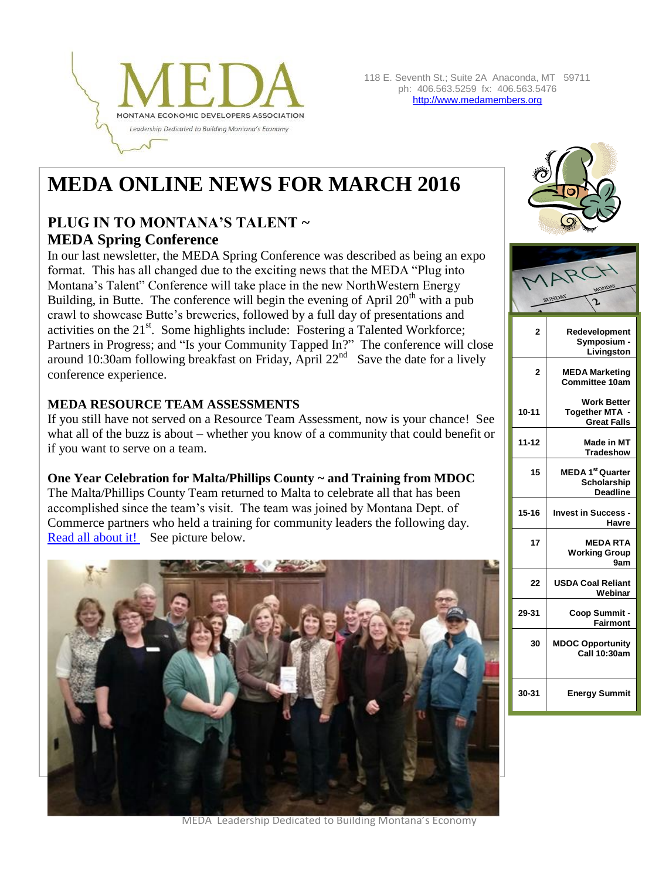MEDA

MONTANA ECONOMIC DEVELOPERS ASSOCIATION

*Leadership Dedicated to Building Montana's Economy*

118 E. Seventh St.; Suite 2A Anaconda, MT 59711
ph: 406.563.5259 fx: 406.563.5476
http://www.medamembers.org

# MEDA ONLINE NEWS FOR MARCH 2016

## PLUG IN TO MONTANA'S TALENT ~ MEDA Spring Conference

In our last newsletter, the MEDA Spring Conference was described as being an expo format. This has all changed due to the exciting news that the MEDA "Plug into Montana's Talent" Conference will take place in the new NorthWestern Energy Building, in Butte. The conference will begin the evening of April 20th with a pub crawl to showcase Butte's breweries, followed by a full day of presentations and activities on the 21st. Some highlights include: Fostering a Talented Workforce; Partners in Progress; and "Is your Community Tapped In?" The conference will close around 10:30am following breakfast on Friday, April 22nd Save the date for a lively conference experience.

### MEDA RESOURCE TEAM ASSESSMENTS

If you still have not served on a Resource Team Assessment, now is your chance! See what all of the buzz is about – whether you know of a community that could benefit or if you want to serve on a team.

### One Year Celebration for Malta/Phillips County ~ and Training from MDOC

The Malta/Phillips County Team returned to Malta to celebrate all that has been accomplished since the team's visit. The team was joined by Montana Dept. of Commerce partners who held a training for community leaders the following day. Read all about it! See picture below.

MARCH

| Date | Event |
|---|---|
| 2 | Redevelopment Symposium - Livingston |
| 2 | MEDA Marketing Committee 10am |
| 10-11 | Work Better Together MTA - Great Falls |
| 11-12 | Made in MT Tradeshow |
| 15 | MEDA 1st Quarter Scholarship Deadline |
| 15-16 | Invest in Success - Havre |
| 17 | MEDA RTA Working Group 9am |
| 22 | USDA Coal Reliant Webinar |
| 29-31 | Coop Summit - Fairmont |
| 30 | MDOC Opportunity Call 10:30am |
| 30-31 | Energy Summit |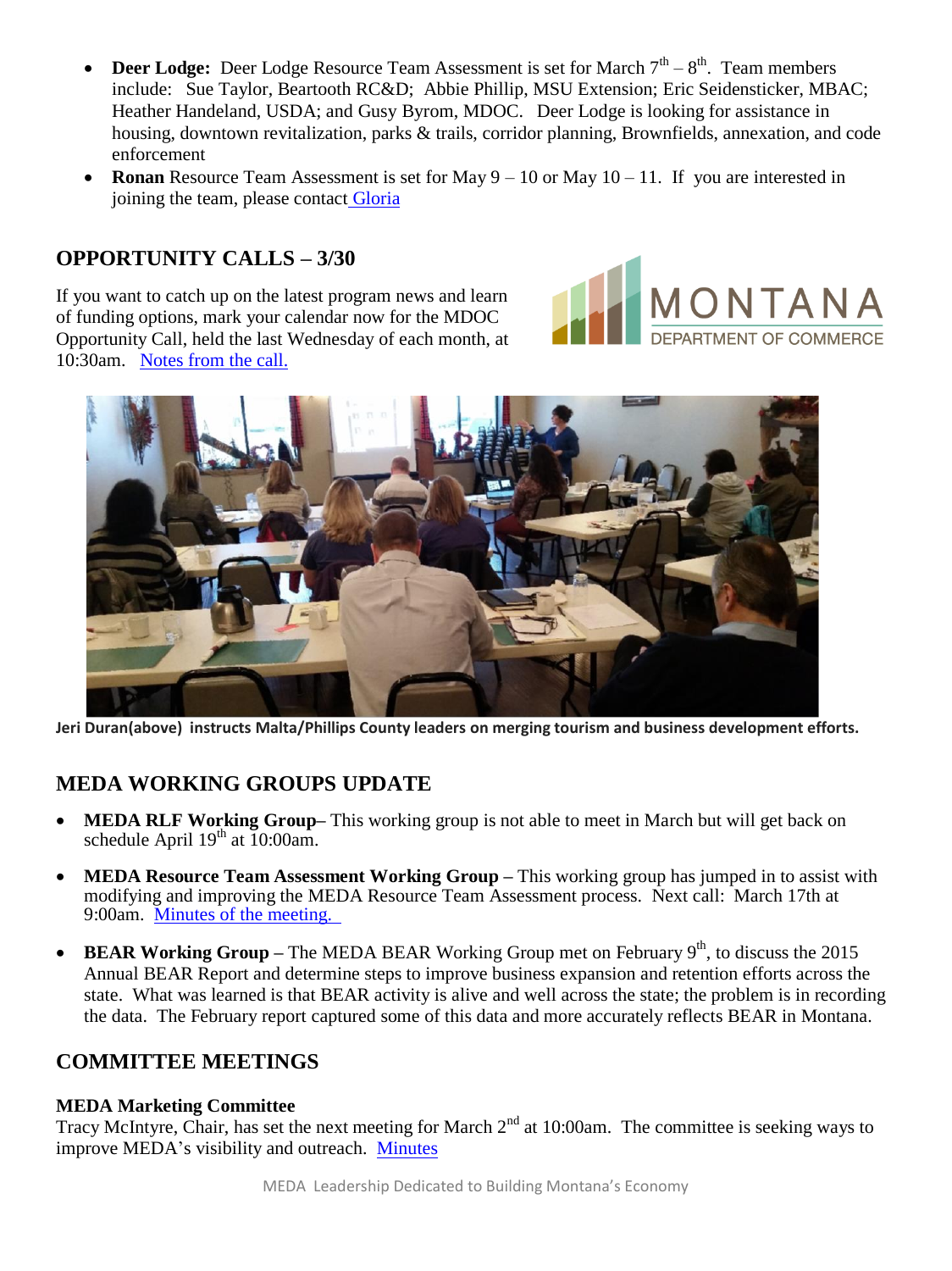- **Deer Lodge:** Deer Lodge Resource Team Assessment is set for March 7th – 8th. Team members include: Sue Taylor, Beartooth RC&D; Abbie Phillip, MSU Extension; Eric Seidensticker, MBAC; Heather Handeland, USDA; and Gusy Byrom, MDOC. Deer Lodge is looking for assistance in housing, downtown revitalization, parks & trails, corridor planning, Brownfields, annexation, and code enforcement
- **Ronan** Resource Team Assessment is set for May 9 – 10 or May 10 – 11. If you are interested in joining the team, please contact Gloria

## OPPORTUNITY CALLS – 3/30

If you want to catch up on the latest program news and learn of funding options, mark your calendar now for the MDOC Opportunity Call, held the last Wednesday of each month, at 10:30am. Notes from the call.

**Jeri Duran(above) instructs Malta/Phillips County leaders on merging tourism and business development efforts.**

## MEDA WORKING GROUPS UPDATE

- **MEDA RLF Working Group–** This working group is not able to meet in March but will get back on schedule April 19th at 10:00am.
- **MEDA Resource Team Assessment Working Group –** This working group has jumped in to assist with modifying and improving the MEDA Resource Team Assessment process. Next call: March 17th at 9:00am. Minutes of the meeting.
- **BEAR Working Group –** The MEDA BEAR Working Group met on February 9th, to discuss the 2015 Annual BEAR Report and determine steps to improve business expansion and retention efforts across the state. What was learned is that BEAR activity is alive and well across the state; the problem is in recording the data. The February report captured some of this data and more accurately reflects BEAR in Montana.

## COMMITTEE MEETINGS

### MEDA Marketing Committee

Tracy McIntyre, Chair, has set the next meeting for March 2nd at 10:00am. The committee is seeking ways to improve MEDA's visibility and outreach. Minutes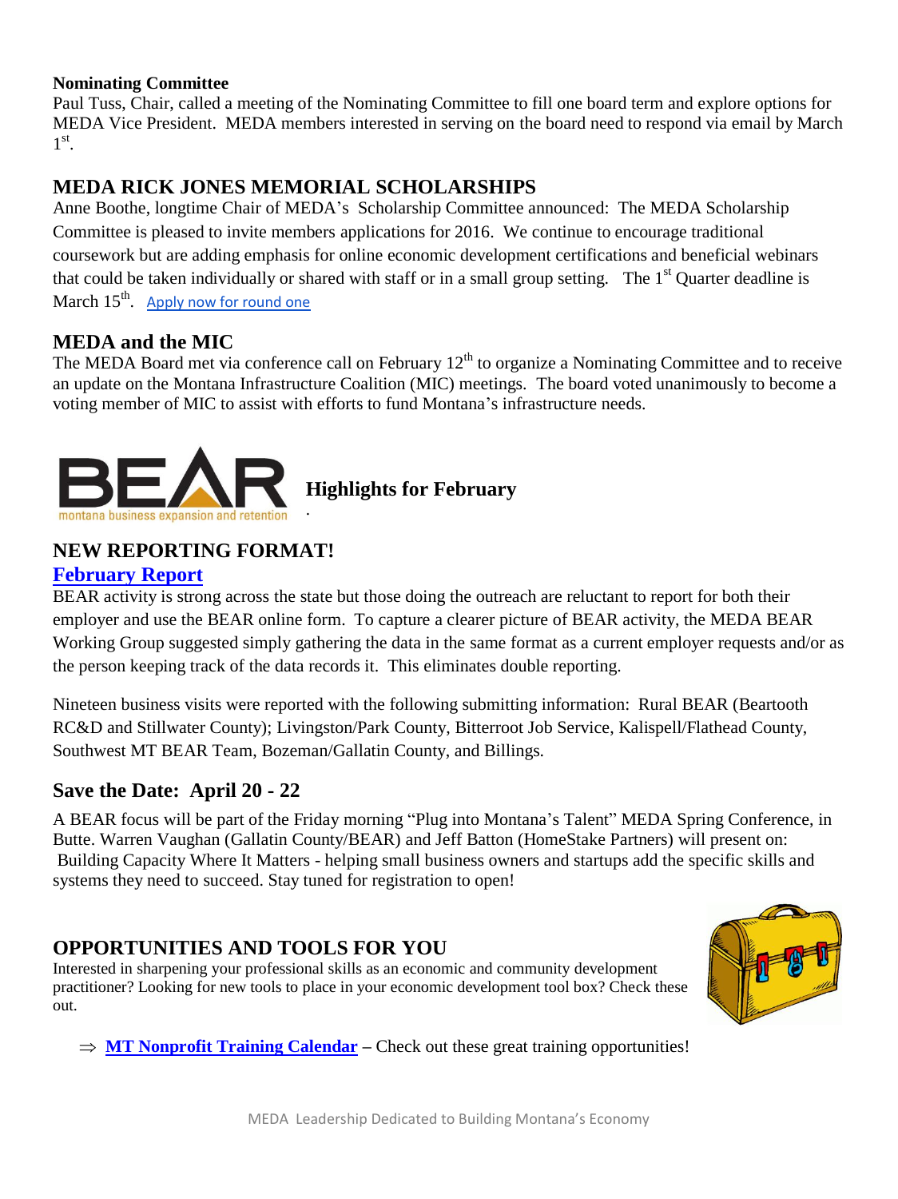**Nominating Committee**
Paul Tuss, Chair, called a meeting of the Nominating Committee to fill one board term and explore options for MEDA Vice President. MEDA members interested in serving on the board need to respond via email by March 1st.

## MEDA RICK JONES MEMORIAL SCHOLARSHIPS

Anne Boothe, longtime Chair of MEDA's Scholarship Committee announced: The MEDA Scholarship Committee is pleased to invite members applications for 2016. We continue to encourage traditional coursework but are adding emphasis for online economic development certifications and beneficial webinars that could be taken individually or shared with staff or in a small group setting. The 1st Quarter deadline is March 15th. [Apply now for round one]

## MEDA and the MIC

The MEDA Board met via conference call on February 12th to organize a Nominating Committee and to receive an update on the Montana Infrastructure Coalition (MIC) meetings. The board voted unanimously to become a voting member of MIC to assist with efforts to fund Montana's infrastructure needs.

BEAR montana business expansion and retention

## Highlights for February

## NEW REPORTING FORMAT!

### February Report

BEAR activity is strong across the state but those doing the outreach are reluctant to report for both their employer and use the BEAR online form. To capture a clearer picture of BEAR activity, the MEDA BEAR Working Group suggested simply gathering the data in the same format as a current employer requests and/or as the person keeping track of the data records it. This eliminates double reporting.

Nineteen business visits were reported with the following submitting information: Rural BEAR (Beartooth RC&D and Stillwater County); Livingston/Park County, Bitterroot Job Service, Kalispell/Flathead County, Southwest MT BEAR Team, Bozeman/Gallatin County, and Billings.

## Save the Date: April 20 - 22

A BEAR focus will be part of the Friday morning "Plug into Montana's Talent" MEDA Spring Conference, in Butte. Warren Vaughan (Gallatin County/BEAR) and Jeff Batton (HomeStake Partners) will present on: Building Capacity Where It Matters - helping small business owners and startups add the specific skills and systems they need to succeed. Stay tuned for registration to open!

## OPPORTUNITIES AND TOOLS FOR YOU

Interested in sharpening your professional skills as an economic and community development practitioner? Looking for new tools to place in your economic development tool box? Check these out.

- ⇒ **MT Nonprofit Training Calendar** – Check out these great training opportunities!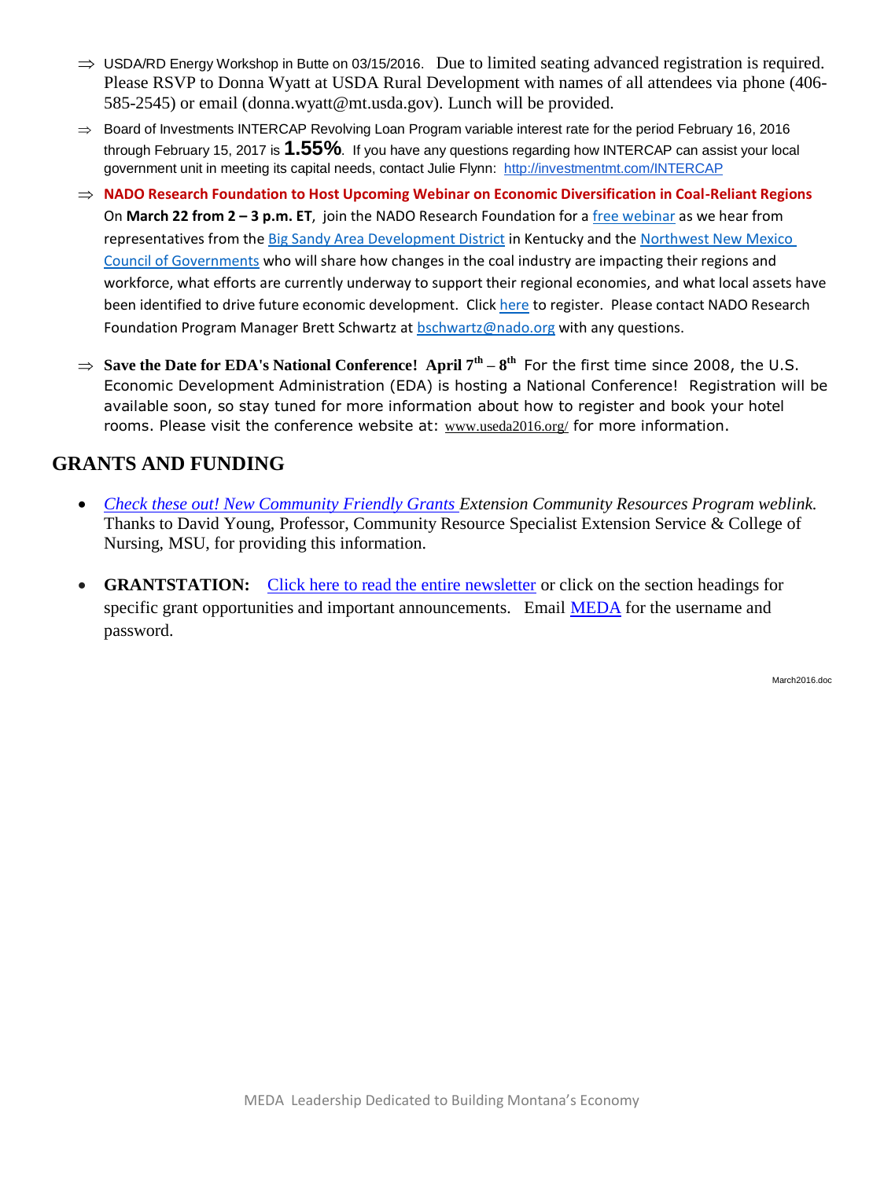- ⇒ USDA/RD Energy Workshop in Butte on 03/15/2016. Due to limited seating advanced registration is required. Please RSVP to Donna Wyatt at USDA Rural Development with names of all attendees via phone (406-585-2545) or email (donna.wyatt@mt.usda.gov). Lunch will be provided.
- ⇒ Board of Investments INTERCAP Revolving Loan Program variable interest rate for the period February 16, 2016 through February 15, 2017 is **1.55%**. If you have any questions regarding how INTERCAP can assist your local government unit in meeting its capital needs, contact Julie Flynn: http://investmentmt.com/INTERCAP
- ⇒ **NADO Research Foundation to Host Upcoming Webinar on Economic Diversification in Coal-Reliant Regions**
  On **March 22 from 2 – 3 p.m. ET**, join the NADO Research Foundation for a free webinar as we hear from representatives from the Big Sandy Area Development District in Kentucky and the Northwest New Mexico Council of Governments who will share how changes in the coal industry are impacting their regions and workforce, what efforts are currently underway to support their regional economies, and what local assets have been identified to drive future economic development. Click here to register. Please contact NADO Research Foundation Program Manager Brett Schwartz at bschwartz@nado.org with any questions.
- ⇒ **Save the Date for EDA's National Conference! April 7th – 8th** For the first time since 2008, the U.S. Economic Development Administration (EDA) is hosting a National Conference! Registration will be available soon, so stay tuned for more information about how to register and book your hotel rooms. Please visit the conference website at: www.useda2016.org/ for more information.

## GRANTS AND FUNDING

- *Check these out! New Community Friendly Grants Extension Community Resources Program weblink.* Thanks to David Young, Professor, Community Resource Specialist Extension Service & College of Nursing, MSU, for providing this information.
- **GRANTSTATION:** Click here to read the entire newsletter or click on the section headings for specific grant opportunities and important announcements. Email MEDA for the username and password.

March2016.doc